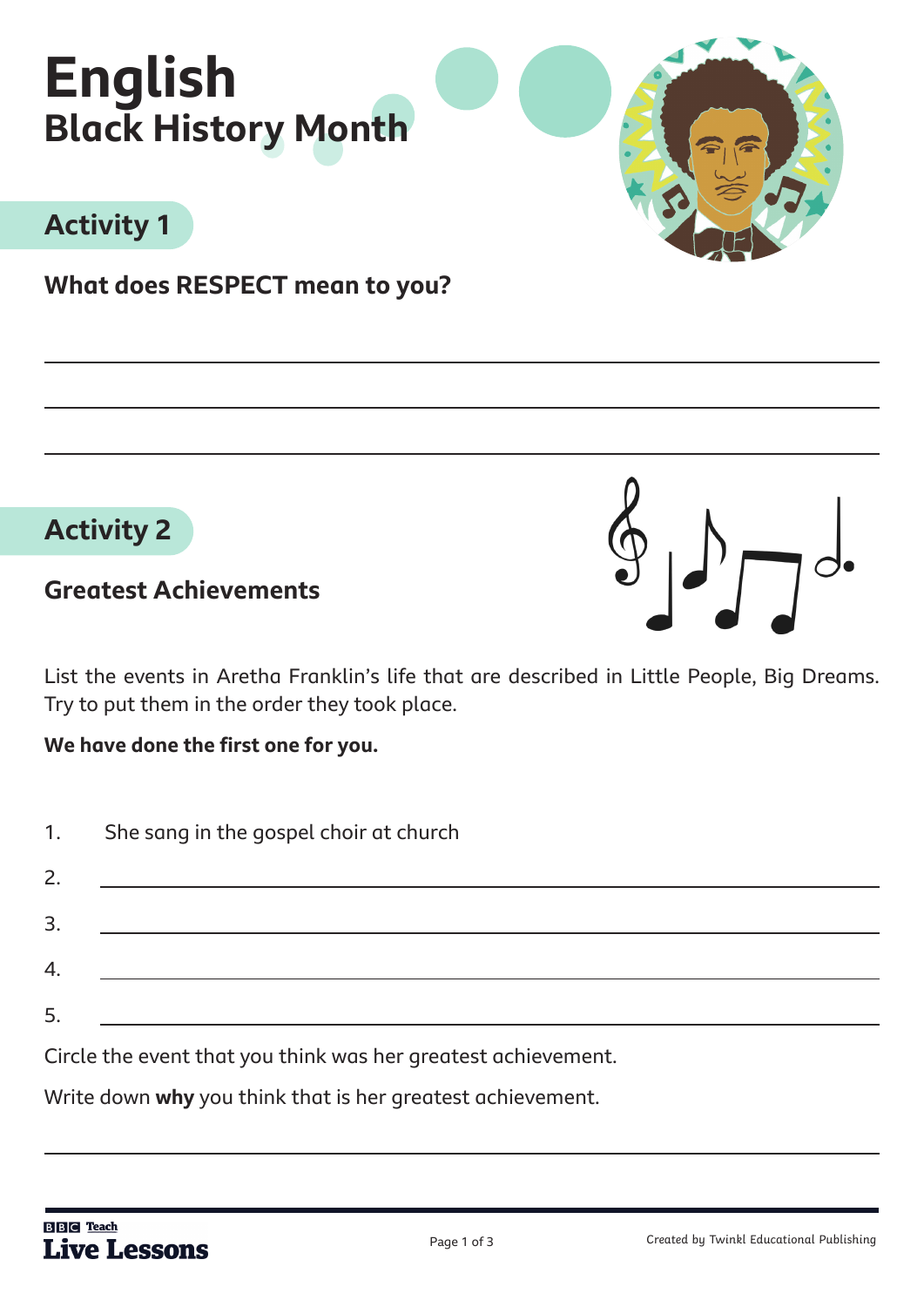# English

## Black History Month

## Activity 1

**What does RESPECT mean to you?**

## Activity 2

### Greatest Achievements

List the events in Aretha Franklin's life that are described in Little People, Big Dreams. Try to put them in the order they took place.

**We have done the first one for you.**

1. She sang in the gospel choir at church
2. 
3. 
4. 
5. 

Circle the event that you think was her greatest achievement.

Write down **why** you think that is her greatest achievement.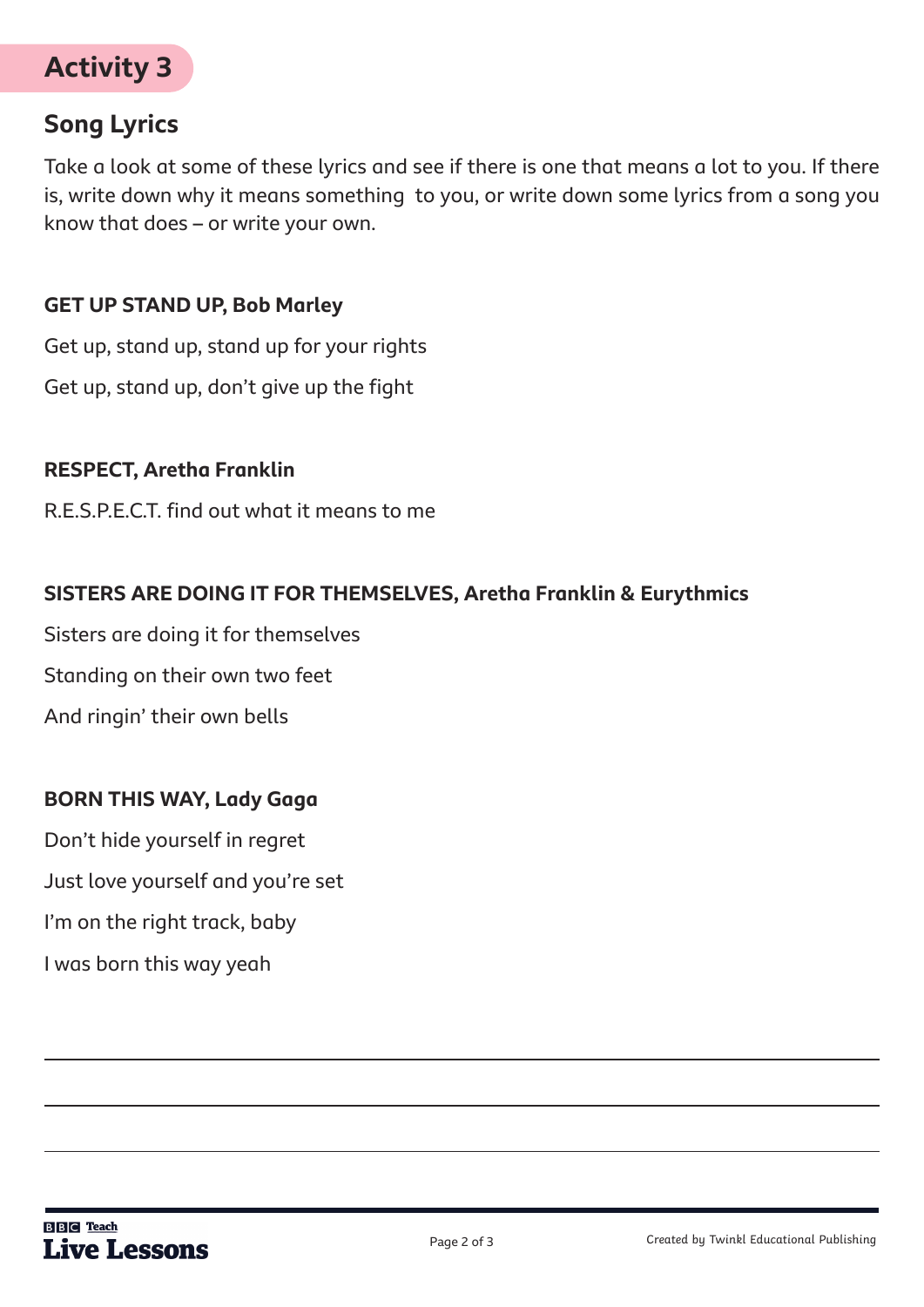## Activity 3

### Song Lyrics

Take a look at some of these lyrics and see if there is one that means a lot to you. If there is, write down why it means something to you, or write down some lyrics from a song you know that does – or write your own.

**GET UP STAND UP, Bob Marley**

Get up, stand up, stand up for your rights

Get up, stand up, don't give up the fight

**RESPECT, Aretha Franklin**

R.E.S.P.E.C.T. find out what it means to me

**SISTERS ARE DOING IT FOR THEMSELVES, Aretha Franklin & Eurythmics**

Sisters are doing it for themselves

Standing on their own two feet

And ringin' their own bells

**BORN THIS WAY, Lady Gaga**

Don't hide yourself in regret

Just love yourself and you're set

I'm on the right track, baby

I was born this way yeah

\_\_\_\_\_\_\_\_\_\_\_\_\_\_\_\_\_\_\_\_\_\_\_\_\_\_\_\_\_\_\_\_\_\_\_\_\_\_\_\_

\_\_\_\_\_\_\_\_\_\_\_\_\_\_\_\_\_\_\_\_\_\_\_\_\_\_\_\_\_\_\_\_\_\_\_\_\_\_\_\_

\_\_\_\_\_\_\_\_\_\_\_\_\_\_\_\_\_\_\_\_\_\_\_\_\_\_\_\_\_\_\_\_\_\_\_\_\_\_\_\_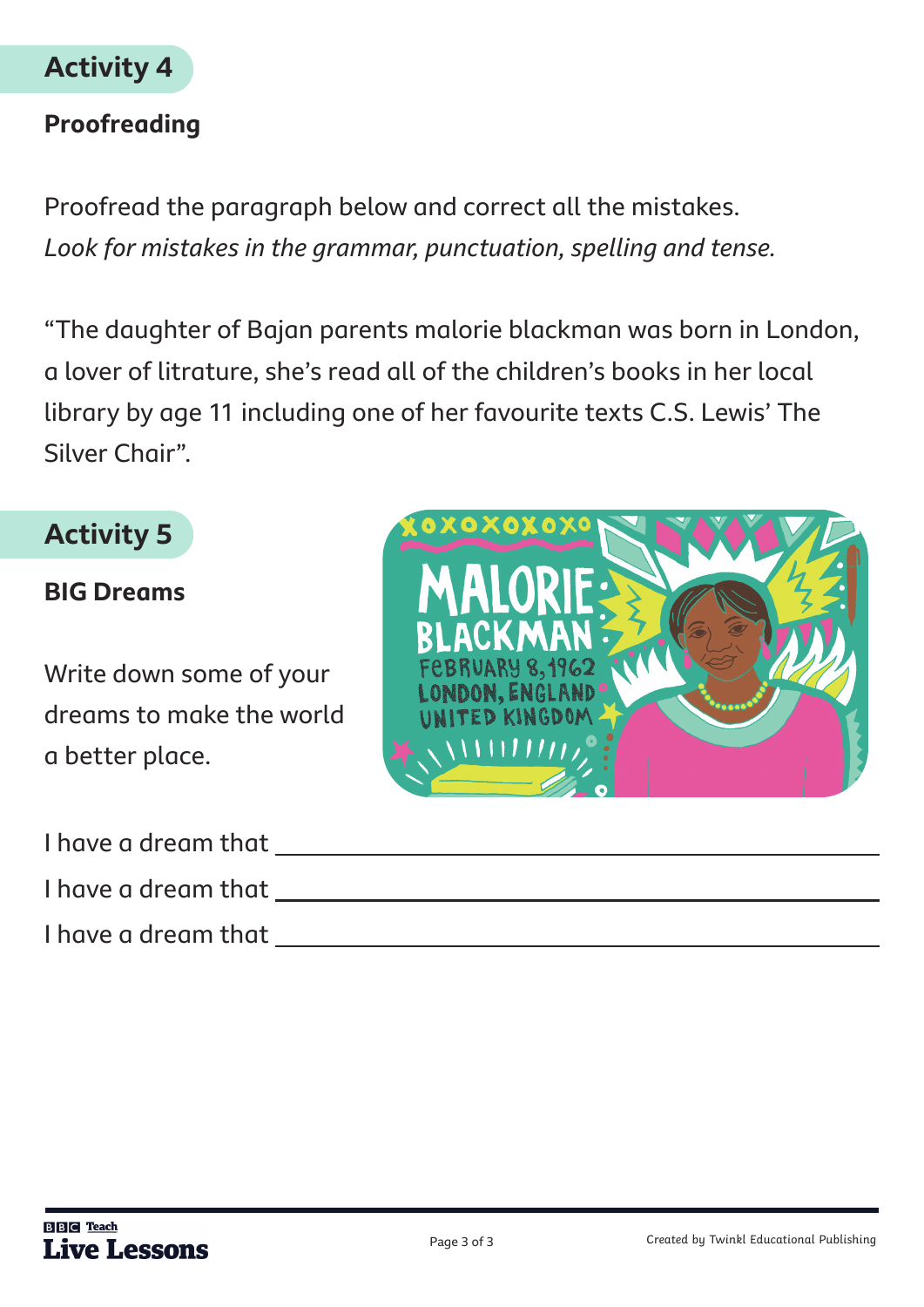## Activity 4

**Proofreading**

Proofread the paragraph below and correct all the mistakes.
*Look for mistakes in the grammar, punctuation, spelling and tense.*

"The daughter of Bajan parents malorie blackman was born in London, a lover of litrature, she's read all of the children's books in her local library by age 11 including one of her favourite texts C.S. Lewis' The Silver Chair".

## Activity 5

**BIG Dreams**

Write down some of your dreams to make the world a better place.

MALORIE BLACKMAN
FEBRUARY 8, 1962
LONDON, ENGLAND
UNITED KINGDOM

I have a dream that \_\_\_\_\_\_\_\_\_\_\_\_\_\_\_\_\_\_\_\_\_\_\_\_\_\_\_\_\_\_\_\_\_\_\_\_\_\_\_\_

I have a dream that \_\_\_\_\_\_\_\_\_\_\_\_\_\_\_\_\_\_\_\_\_\_\_\_\_\_\_\_\_\_\_\_\_\_\_\_\_\_\_\_

I have a dream that \_\_\_\_\_\_\_\_\_\_\_\_\_\_\_\_\_\_\_\_\_\_\_\_\_\_\_\_\_\_\_\_\_\_\_\_\_\_\_\_